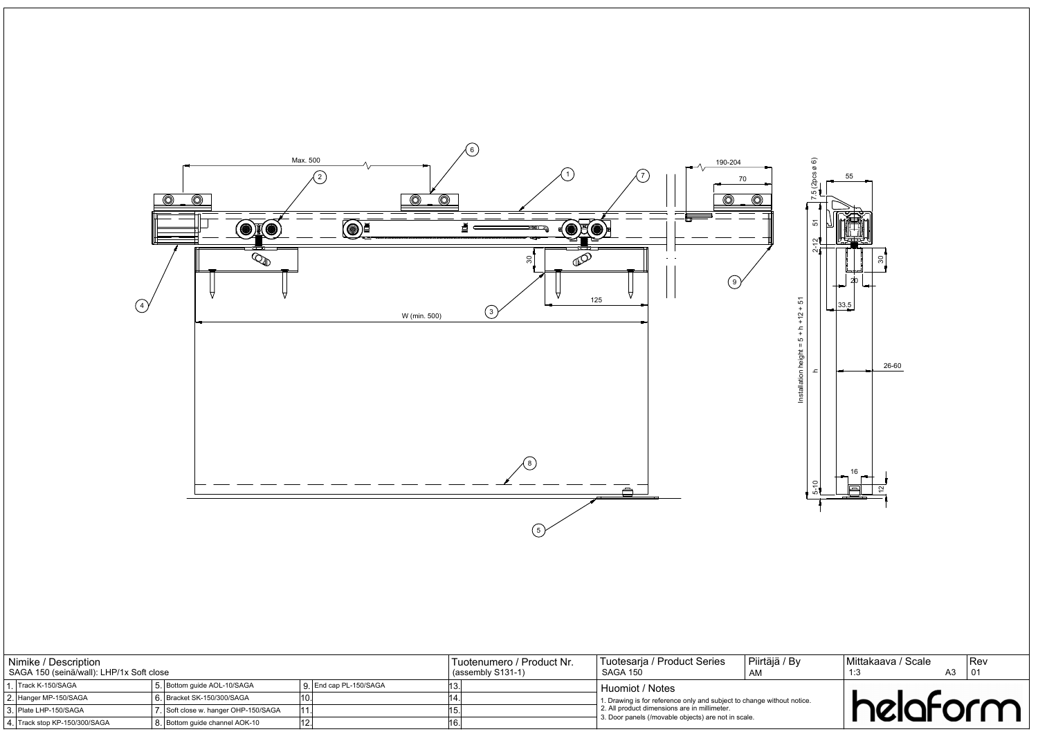| Nimike / Description | | | | Tuotenumero / Product Nr. | Tuotesarja / Product Series | Piirtäjä / By | Mittakaava / Scale | Rev |
|---|---|---|---|---|---|---|---|---|
| SAGA 150 (seinä/wall): LHP/1x Soft close | | | | (assembly S131-1) | SAGA 150 | AM | 1:3 A3 | 01 |

| | | | |
|---|---|---|---|
| 1. Track K-150/SAGA | 5. Bottom guide AOL-10/SAGA | 9. End cap PL-150/SAGA | 13. |
| 2. Hanger MP-150/SAGA | 6. Bracket SK-150/300/SAGA | 10. | 14. |
| 3. Plate LHP-150/SAGA | 7. Soft close w. hanger OHP-150/SAGA | 11. | 15. |
| 4. Track stop KP-150/300/SAGA | 8. Bottom guide channel AOK-10 | 12. | 16. |

**Huomiot / Notes**

1. Drawing is for reference only and subject to change without notice.
2. All product dimensions are in millimeter.
3. Door panels (/movable objects) are not in scale.

helaform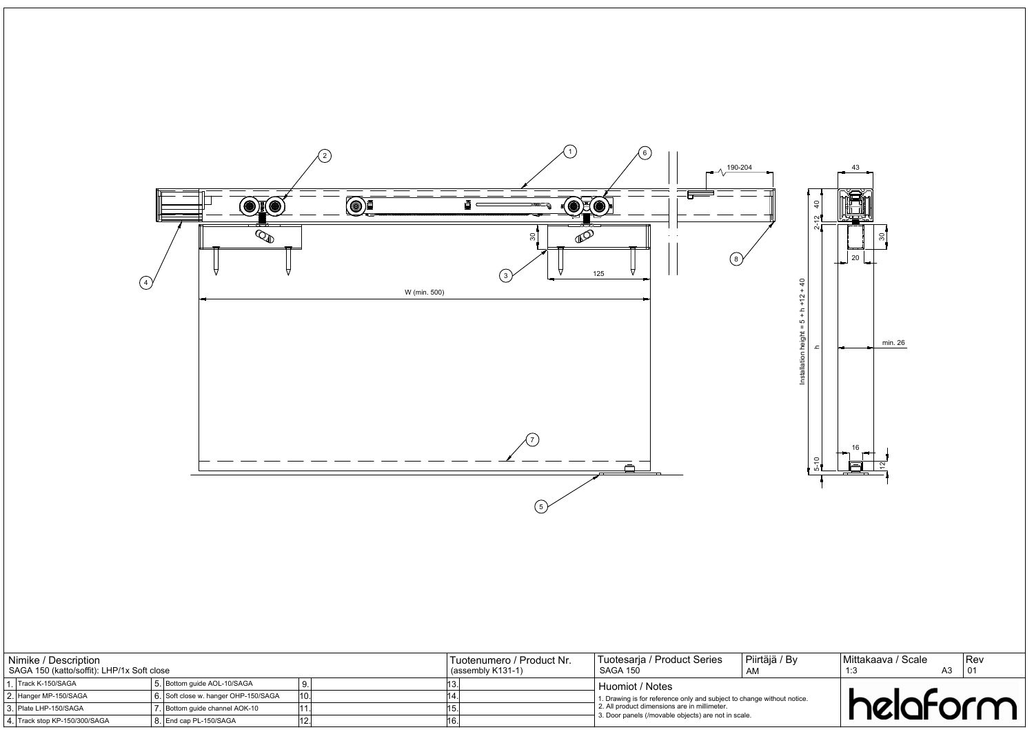190-204

W (min. 500)

125

30

43

40

2-12

30

20

Installation height = 5 + h +12 + 40

h

min. 26

16

12

5-10

| | | | | | | | |
|---|---|---|---|---|---|---|---|
| 1. | Track K-150/SAGA | 5. | Bottom guide AOL-10/SAGA | 9. | | 13. | |
| 2. | Hanger MP-150/SAGA | 6. | Soft close w. hanger OHP-150/SAGA | 10. | | 14. | |
| 3. | Plate LHP-150/SAGA | 7. | Bottom guide channel AOK-10 | 11. | | 15. | |
| 4. | Track stop KP-150/300/SAGA | 8. | End cap PL-150/SAGA | 12. | | 16. | |

| Nimike / Description | Tuotenumero / Product Nr. | Tuotesarja / Product Series | Piirtäjä / By | Mittakaava / Scale | Rev |
|---|---|---|---|---|---|
| SAGA 150 (katto/soffit): LHP/1x Soft close | (assembly K131-1) | SAGA 150 | AM | 1:3 A3 | 01 |

**Huomiot / Notes**

1. Drawing is for reference only and subject to change without notice.
2. All product dimensions are in millimeter.
3. Door panels (/movable objects) are not in scale.

helaform